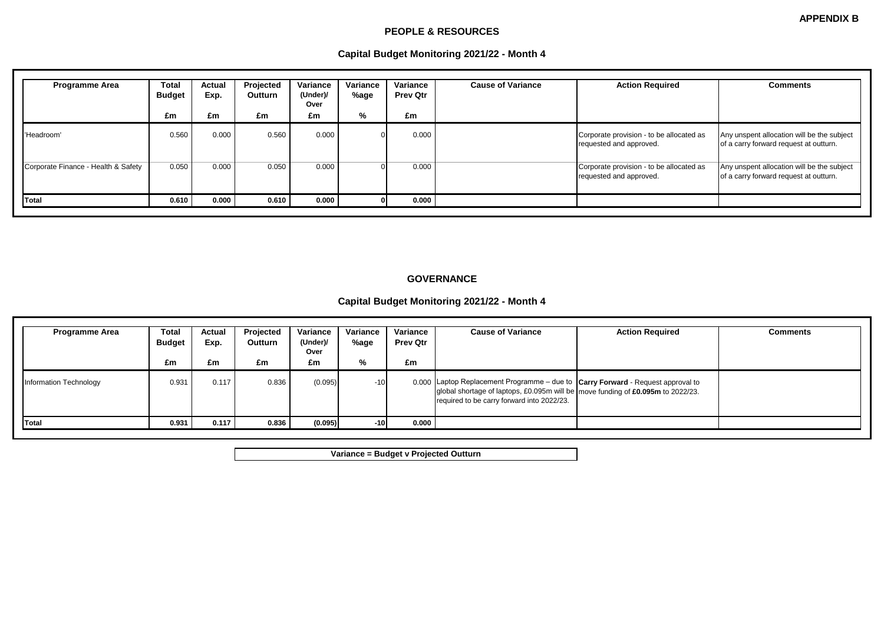**APPENDIX B**

## PEOPLE & RESOURCES

### Capital Budget Monitoring 2021/22 - Month 4

| Programme Area | Total Budget | Actual Exp. | Projected Outturn | Variance (Under)/ Over | Variance %age | Variance Prev Qtr | Cause of Variance | Action Required | Comments |
|---|---|---|---|---|---|---|---|---|---|
| | £m | £m | £m | £m | % | £m | | | |
| 'Headroom' | 0.560 | 0.000 | 0.560 | 0.000 | 0 | 0.000 | | Corporate provision - to be allocated as requested and approved. | Any unspent allocation will be the subject of a carry forward request at outturn. |
| Corporate Finance - Health & Safety | 0.050 | 0.000 | 0.050 | 0.000 | 0 | 0.000 | | Corporate provision - to be allocated as requested and approved. | Any unspent allocation will be the subject of a carry forward request at outturn. |
| **Total** | **0.610** | **0.000** | **0.610** | **0.000** | **0** | **0.000** | | | |

## GOVERNANCE

### Capital Budget Monitoring 2021/22 - Month 4

| Programme Area | Total Budget | Actual Exp. | Projected Outturn | Variance (Under)/ Over | Variance %age | Variance Prev Qtr | Cause of Variance | Action Required | Comments |
|---|---|---|---|---|---|---|---|---|---|
| | £m | £m | £m | £m | % | £m | | | |
| Information Technology | 0.931 | 0.117 | 0.836 | (0.095) | -10 | 0.000 | Laptop Replacement Programme – due to global shortage of laptops, £0.095m will be required to be carry forward into 2022/23. | **Carry Forward** - Request approval to move funding of **£0.095m** to 2022/23. | |
| **Total** | **0.931** | **0.117** | **0.836** | **(0.095)** | **-10** | **0.000** | | | |

**Variance = Budget v Projected Outturn**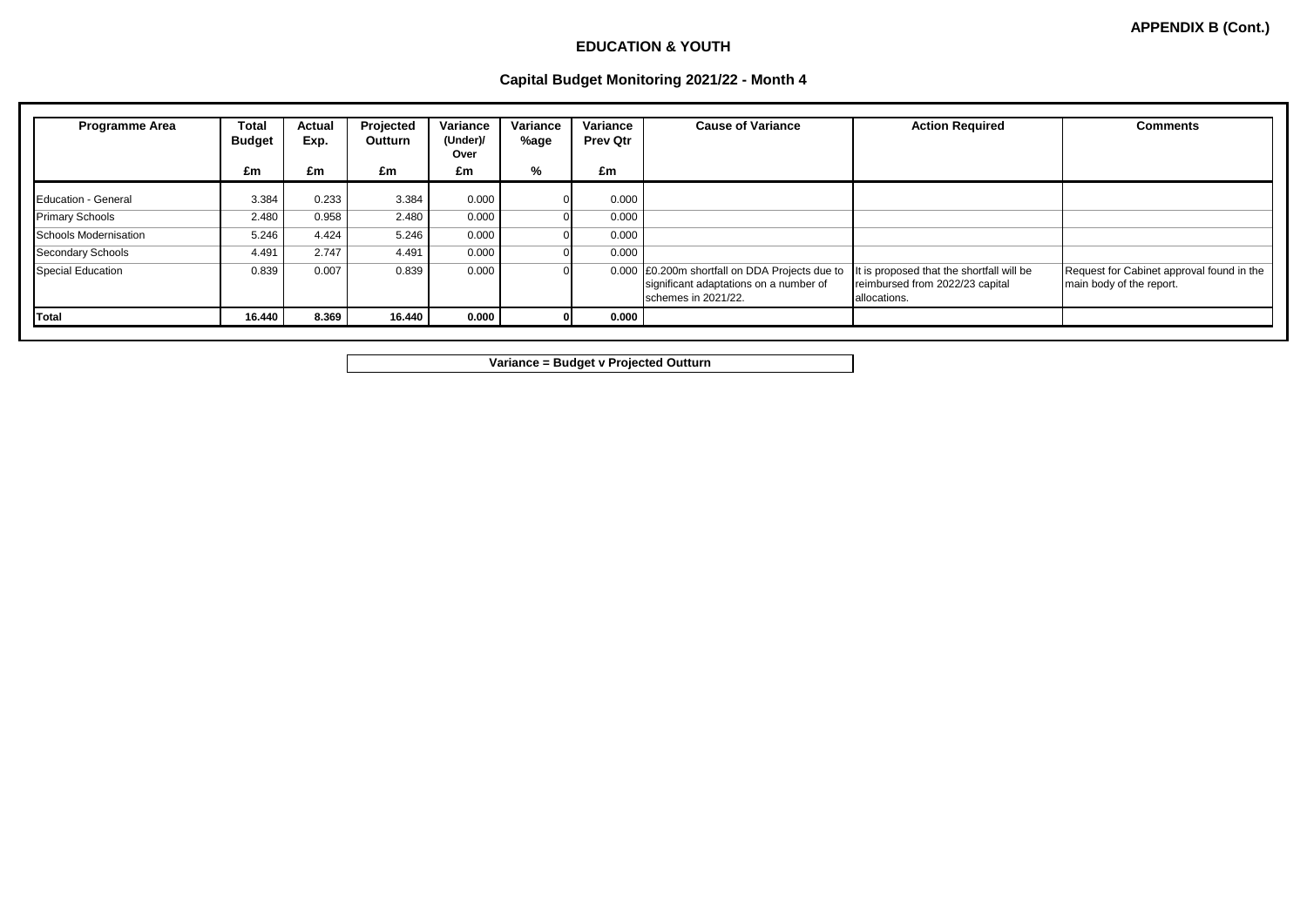**APPENDIX B (Cont.)**

## EDUCATION & YOUTH

### Capital Budget Monitoring 2021/22 - Month 4

| Programme Area | Total Budget | Actual Exp. | Projected Outturn | Variance (Under)/ Over | Variance %age | Variance Prev Qtr | Cause of Variance | Action Required | Comments |
|---|---|---|---|---|---|---|---|---|---|
| | £m | £m | £m | £m | % | £m | | | |
| Education - General | 3.384 | 0.233 | 3.384 | 0.000 | 0 | 0.000 | | | |
| Primary Schools | 2.480 | 0.958 | 2.480 | 0.000 | 0 | 0.000 | | | |
| Schools Modernisation | 5.246 | 4.424 | 5.246 | 0.000 | 0 | 0.000 | | | |
| Secondary Schools | 4.491 | 2.747 | 4.491 | 0.000 | 0 | 0.000 | | | |
| Special Education | 0.839 | 0.007 | 0.839 | 0.000 | 0 | 0.000 | £0.200m shortfall on DDA Projects due to significant adaptations on a number of schemes in 2021/22. | It is proposed that the shortfall will be reimbursed from 2022/23 capital allocations. | Request for Cabinet approval found in the main body of the report. |
| **Total** | **16.440** | **8.369** | **16.440** | **0.000** | **0** | **0.000** | | | |

**Variance = Budget v Projected Outturn**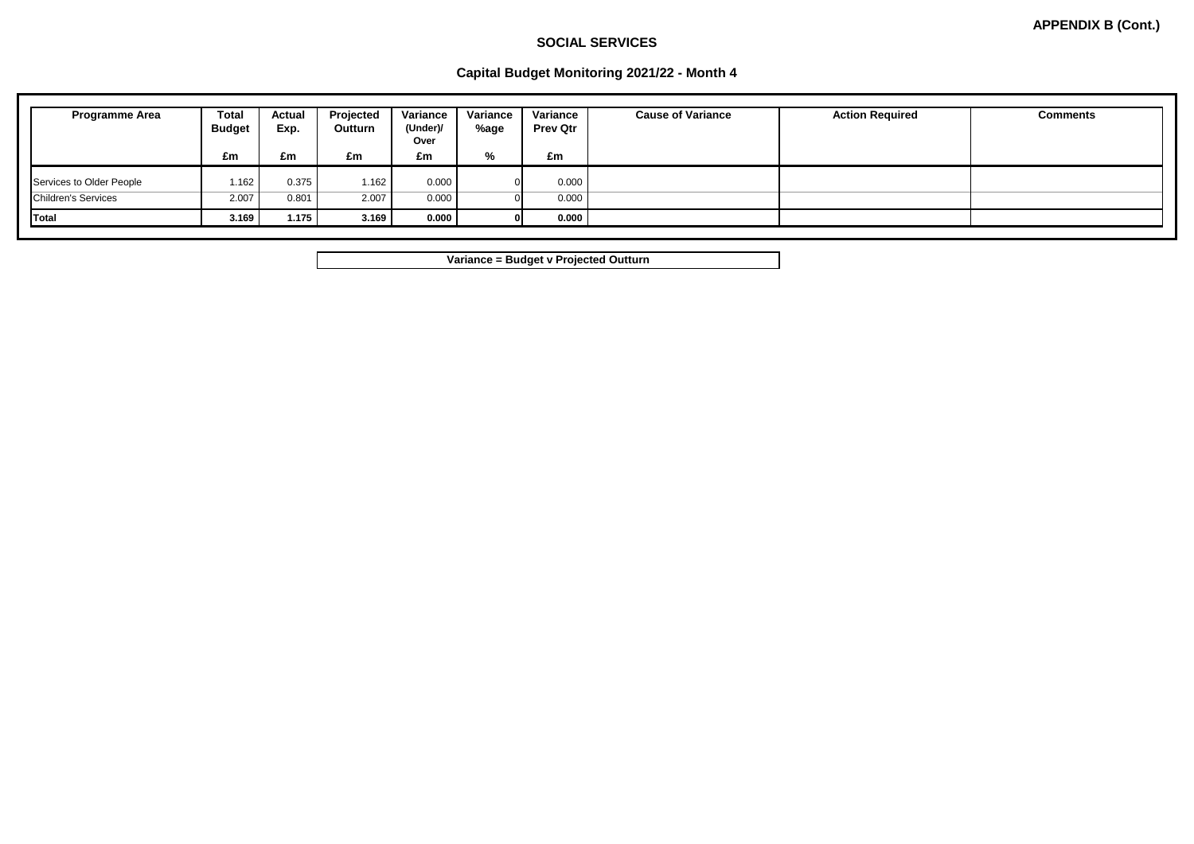**APPENDIX B (Cont.)**

## SOCIAL SERVICES

### Capital Budget Monitoring 2021/22 - Month 4

| Programme Area | Total Budget £m | Actual Exp. £m | Projected Outturn £m | Variance (Under)/ Over £m | Variance %age % | Variance Prev Qtr £m | Cause of Variance | Action Required | Comments |
|---|---|---|---|---|---|---|---|---|---|
| Services to Older People | 1.162 | 0.375 | 1.162 | 0.000 | 0 | 0.000 | | | |
| Children's Services | 2.007 | 0.801 | 2.007 | 0.000 | 0 | 0.000 | | | |
| **Total** | **3.169** | **1.175** | **3.169** | **0.000** | **0** | **0.000** | | | |

**Variance = Budget v Projected Outturn**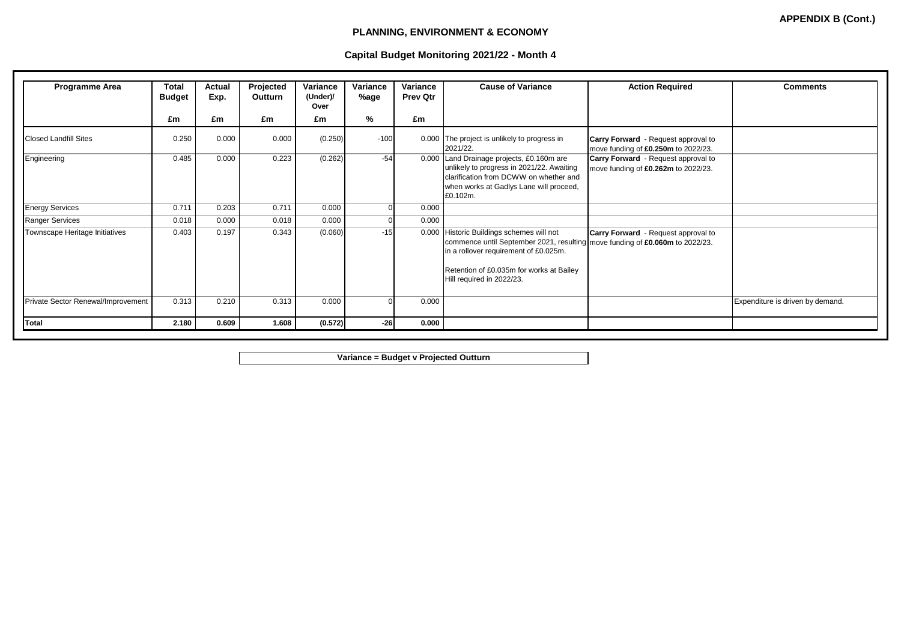**APPENDIX B (Cont.)**

## PLANNING, ENVIRONMENT & ECONOMY

### Capital Budget Monitoring 2021/22 - Month 4

| Programme Area | Total Budget £m | Actual Exp. £m | Projected Outturn £m | Variance (Under)/ Over £m | Variance %age % | Variance Prev Qtr £m | Cause of Variance | Action Required | Comments |
|---|---|---|---|---|---|---|---|---|---|
| Closed Landfill Sites | 0.250 | 0.000 | 0.000 | (0.250) | -100 | 0.000 | The project is unlikely to progress in 2021/22. | **Carry Forward** - Request approval to move funding of **£0.250m** to 2022/23. | |
| Engineering | 0.485 | 0.000 | 0.223 | (0.262) | -54 | 0.000 | Land Drainage projects, £0.160m are unlikely to progress in 2021/22. Awaiting clarification from DCWW on whether and when works at Gadlys Lane will proceed, £0.102m. | **Carry Forward** - Request approval to move funding of **£0.262m** to 2022/23. | |
| Energy Services | 0.711 | 0.203 | 0.711 | 0.000 | 0 | 0.000 | | | |
| Ranger Services | 0.018 | 0.000 | 0.018 | 0.000 | 0 | 0.000 | | | |
| Townscape Heritage Initiatives | 0.403 | 0.197 | 0.343 | (0.060) | -15 | 0.000 | Historic Buildings schemes will not commence until September 2021, resulting in a rollover requirement of £0.025m.<br><br>Retention of £0.035m for works at Bailey Hill required in 2022/23. | **Carry Forward** - Request approval to move funding of **£0.060m** to 2022/23. | |
| Private Sector Renewal/Improvement | 0.313 | 0.210 | 0.313 | 0.000 | 0 | 0.000 | | | Expenditure is driven by demand. |
| **Total** | **2.180** | **0.609** | **1.608** | **(0.572)** | **-26** | **0.000** | | | |

**Variance = Budget v Projected Outturn**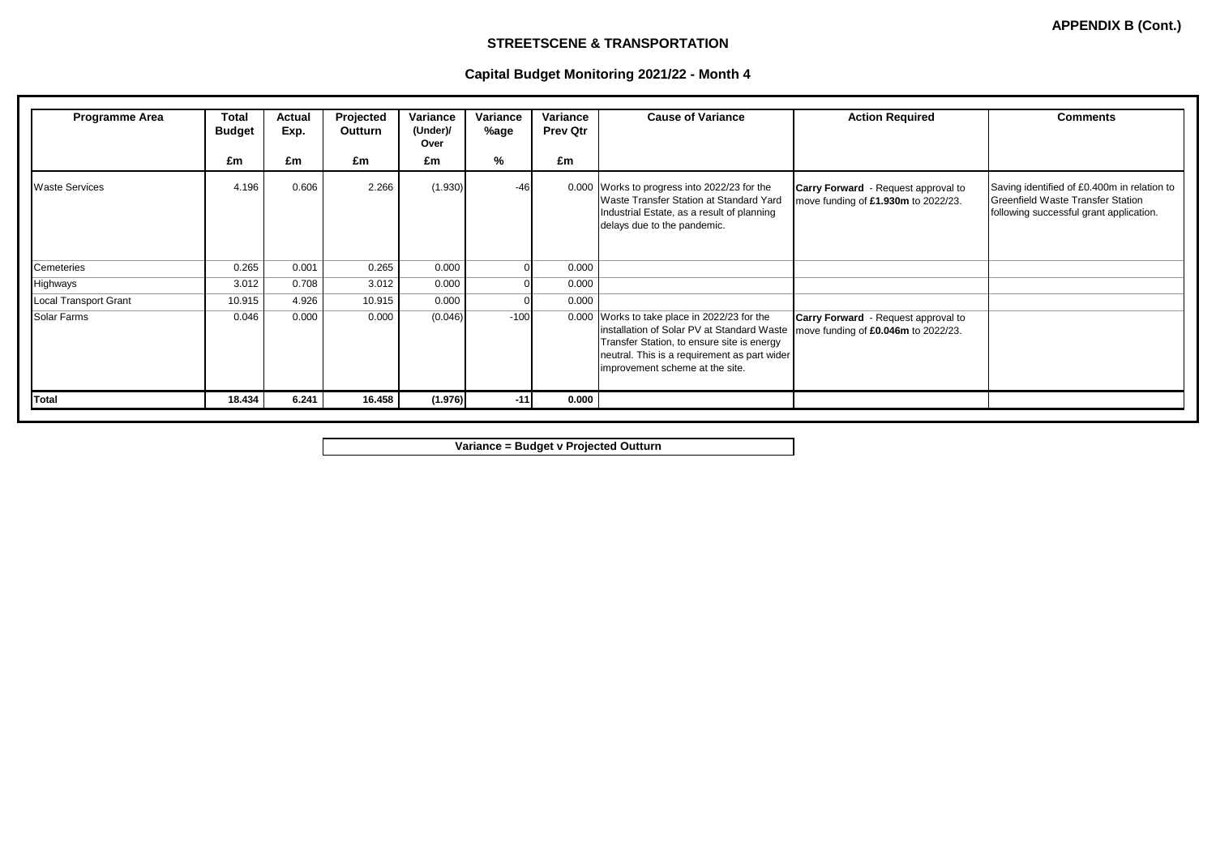**APPENDIX B (Cont.)**

## STREETSCENE & TRANSPORTATION

### Capital Budget Monitoring 2021/22 - Month 4

| Programme Area | Total Budget | Actual Exp. | Projected Outturn | Variance (Under)/ Over | Variance %age | Variance Prev Qtr | Cause of Variance | Action Required | Comments |
|---|---|---|---|---|---|---|---|---|---|
| | £m | £m | £m | £m | % | £m | | | |
| Waste Services | 4.196 | 0.606 | 2.266 | (1.930) | -46 | 0.000 | Works to progress into 2022/23 for the Waste Transfer Station at Standard Yard Industrial Estate, as a result of planning delays due to the pandemic. | **Carry Forward** - Request approval to move funding of **£1.930m** to 2022/23. | Saving identified of £0.400m in relation to Greenfield Waste Transfer Station following successful grant application. |
| Cemeteries | 0.265 | 0.001 | 0.265 | 0.000 | 0 | 0.000 | | | |
| Highways | 3.012 | 0.708 | 3.012 | 0.000 | 0 | 0.000 | | | |
| Local Transport Grant | 10.915 | 4.926 | 10.915 | 0.000 | 0 | 0.000 | | | |
| Solar Farms | 0.046 | 0.000 | 0.000 | (0.046) | -100 | 0.000 | Works to take place in 2022/23 for the installation of Solar PV at Standard Waste Transfer Station, to ensure site is energy neutral. This is a requirement as part wider improvement scheme at the site. | **Carry Forward** - Request approval to move funding of **£0.046m** to 2022/23. | |
| **Total** | **18.434** | **6.241** | **16.458** | **(1.976)** | **-11** | **0.000** | | | |

**Variance = Budget v Projected Outturn**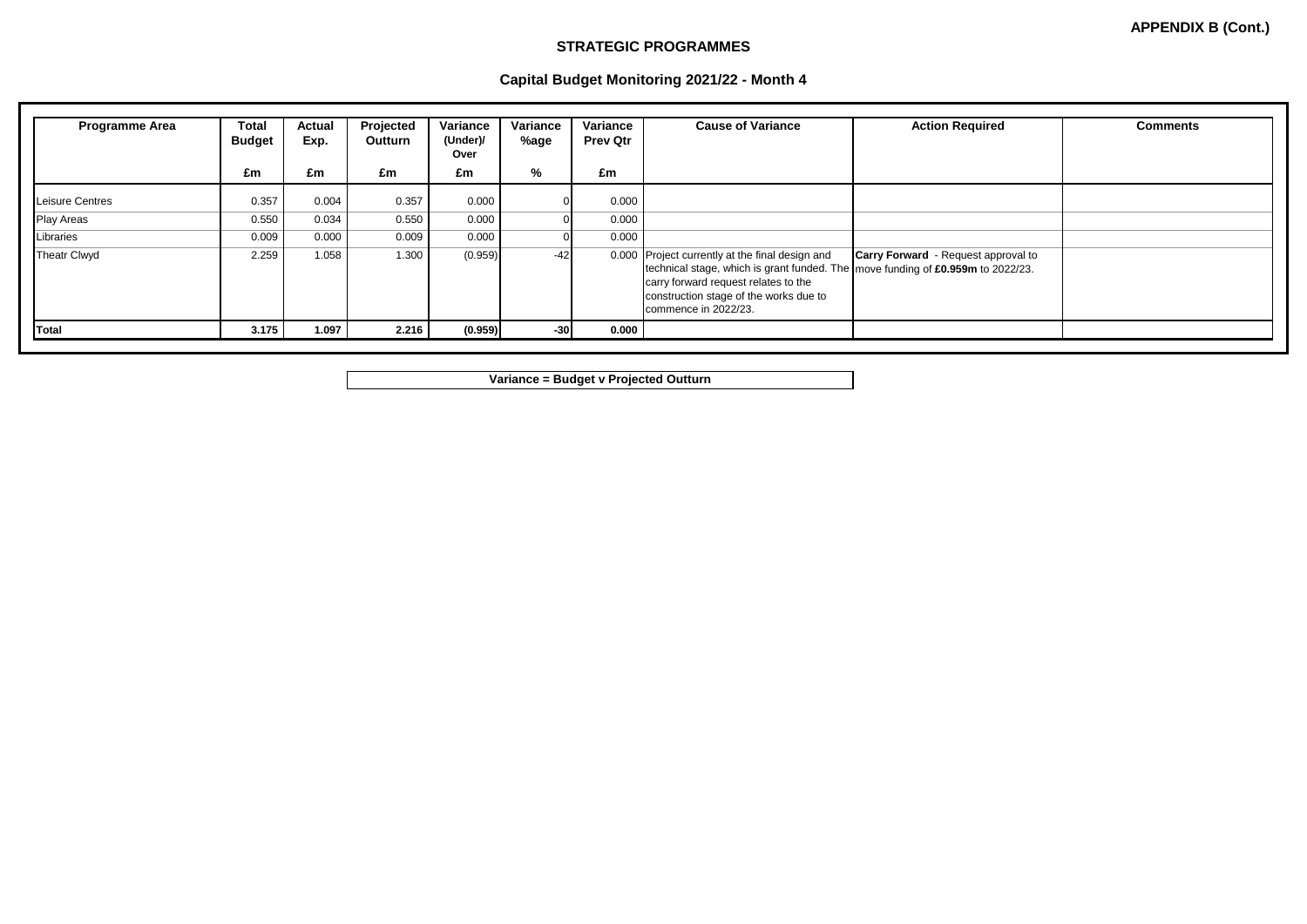**APPENDIX B (Cont.)**

## STRATEGIC PROGRAMMES

### Capital Budget Monitoring 2021/22 - Month 4

| Programme Area | Total Budget | Actual Exp. | Projected Outturn | Variance (Under)/ Over | Variance %age | Variance Prev Qtr | Cause of Variance | Action Required | Comments |
|---|---|---|---|---|---|---|---|---|---|
| | £m | £m | £m | £m | % | £m | | | |
| Leisure Centres | 0.357 | 0.004 | 0.357 | 0.000 | 0 | 0.000 | | | |
| Play Areas | 0.550 | 0.034 | 0.550 | 0.000 | 0 | 0.000 | | | |
| Libraries | 0.009 | 0.000 | 0.009 | 0.000 | 0 | 0.000 | | | |
| Theatr Clwyd | 2.259 | 1.058 | 1.300 | (0.959) | -42 | 0.000 | Project currently at the final design and technical stage, which is grant funded. The carry forward request relates to the construction stage of the works due to commence in 2022/23. | **Carry Forward** - Request approval to move funding of **£0.959m** to 2022/23. | |
| **Total** | **3.175** | **1.097** | **2.216** | **(0.959)** | **-30** | **0.000** | | | |

**Variance = Budget v Projected Outturn**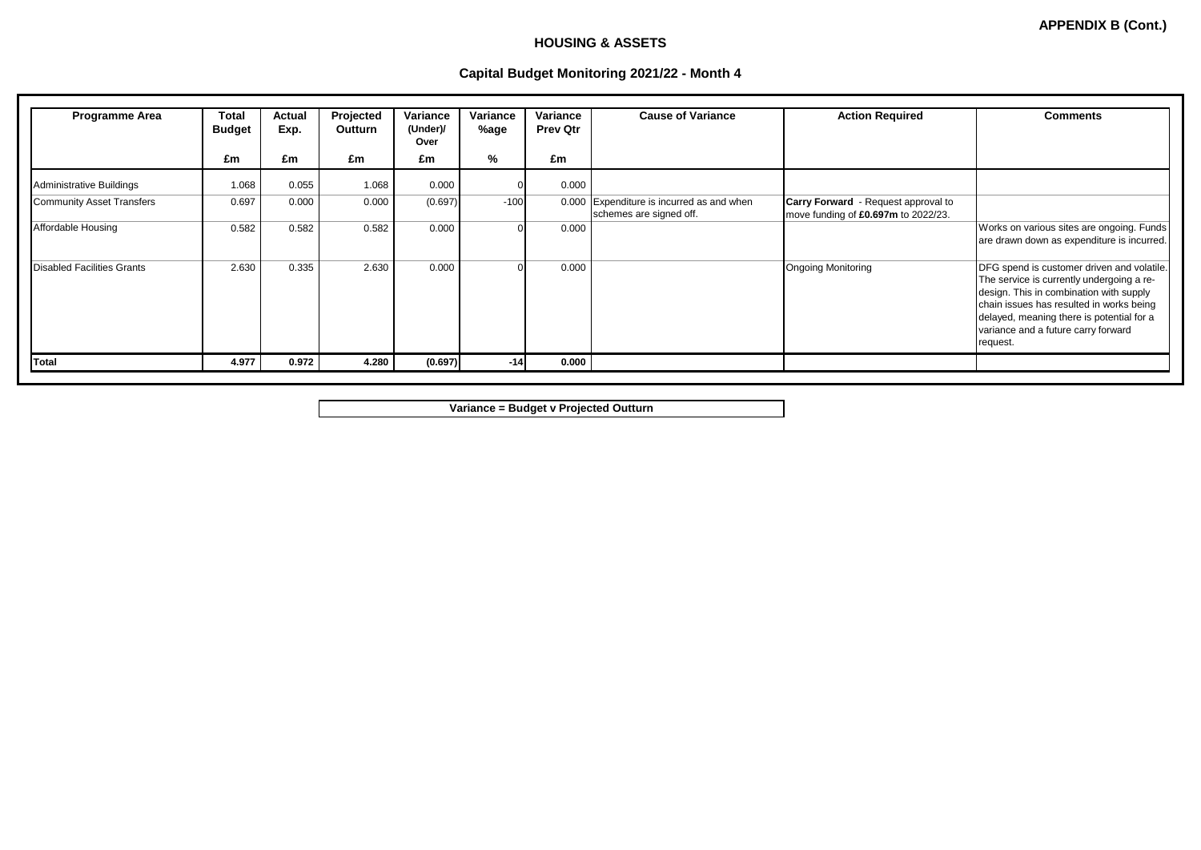**APPENDIX B (Cont.)**

## HOUSING & ASSETS

### Capital Budget Monitoring 2021/22 - Month 4

| Programme Area | Total Budget | Actual Exp. | Projected Outturn | Variance (Under)/ Over | Variance %age | Variance Prev Qtr | Cause of Variance | Action Required | Comments |
|---|---|---|---|---|---|---|---|---|---|
| | £m | £m | £m | £m | % | £m | | | |
| Administrative Buildings | 1.068 | 0.055 | 1.068 | 0.000 | 0 | 0.000 | | | |
| Community Asset Transfers | 0.697 | 0.000 | 0.000 | (0.697) | -100 | 0.000 | Expenditure is incurred as and when schemes are signed off. | **Carry Forward** - Request approval to move funding of **£0.697m** to 2022/23. | |
| Affordable Housing | 0.582 | 0.582 | 0.582 | 0.000 | 0 | 0.000 | | | Works on various sites are ongoing. Funds are drawn down as expenditure is incurred. |
| Disabled Facilities Grants | 2.630 | 0.335 | 2.630 | 0.000 | 0 | 0.000 | | Ongoing Monitoring | DFG spend is customer driven and volatile. The service is currently undergoing a re-design. This in combination with supply chain issues has resulted in works being delayed, meaning there is potential for a variance and a future carry forward request. |
| **Total** | **4.977** | **0.972** | **4.280** | **(0.697)** | **-14** | **0.000** | | | |

**Variance = Budget v Projected Outturn**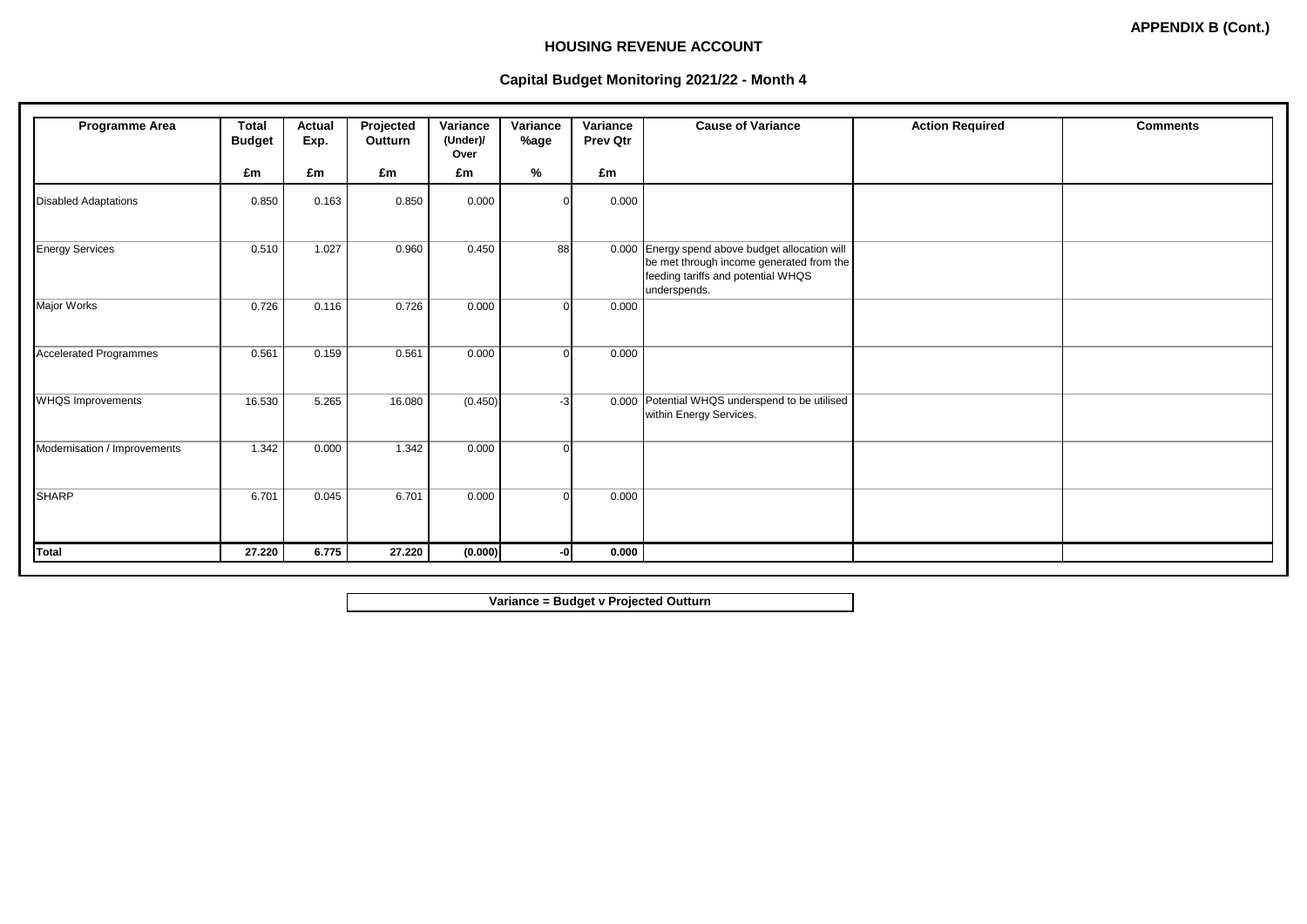**APPENDIX B (Cont.)**

## HOUSING REVENUE ACCOUNT

### Capital Budget Monitoring 2021/22 - Month 4

| Programme Area | Total Budget | Actual Exp. | Projected Outturn | Variance (Under)/ Over | Variance %age | Variance Prev Qtr | Cause of Variance | Action Required | Comments |
|---|---|---|---|---|---|---|---|---|---|
| | £m | £m | £m | £m | % | £m | | | |
| Disabled Adaptations | 0.850 | 0.163 | 0.850 | 0.000 | 0 | 0.000 | | | |
| Energy Services | 0.510 | 1.027 | 0.960 | 0.450 | 88 | 0.000 | Energy spend above budget allocation will be met through income generated from the feeding tariffs and potential WHQS underspends. | | |
| Major Works | 0.726 | 0.116 | 0.726 | 0.000 | 0 | 0.000 | | | |
| Accelerated Programmes | 0.561 | 0.159 | 0.561 | 0.000 | 0 | 0.000 | | | |
| WHQS Improvements | 16.530 | 5.265 | 16.080 | (0.450) | -3 | 0.000 | Potential WHQS underspend to be utilised within Energy Services. | | |
| Modernisation / Improvements | 1.342 | 0.000 | 1.342 | 0.000 | 0 | | | | |
| SHARP | 6.701 | 0.045 | 6.701 | 0.000 | 0 | 0.000 | | | |
| **Total** | **27.220** | **6.775** | **27.220** | **(0.000)** | **-0** | **0.000** | | | |

**Variance = Budget v Projected Outturn**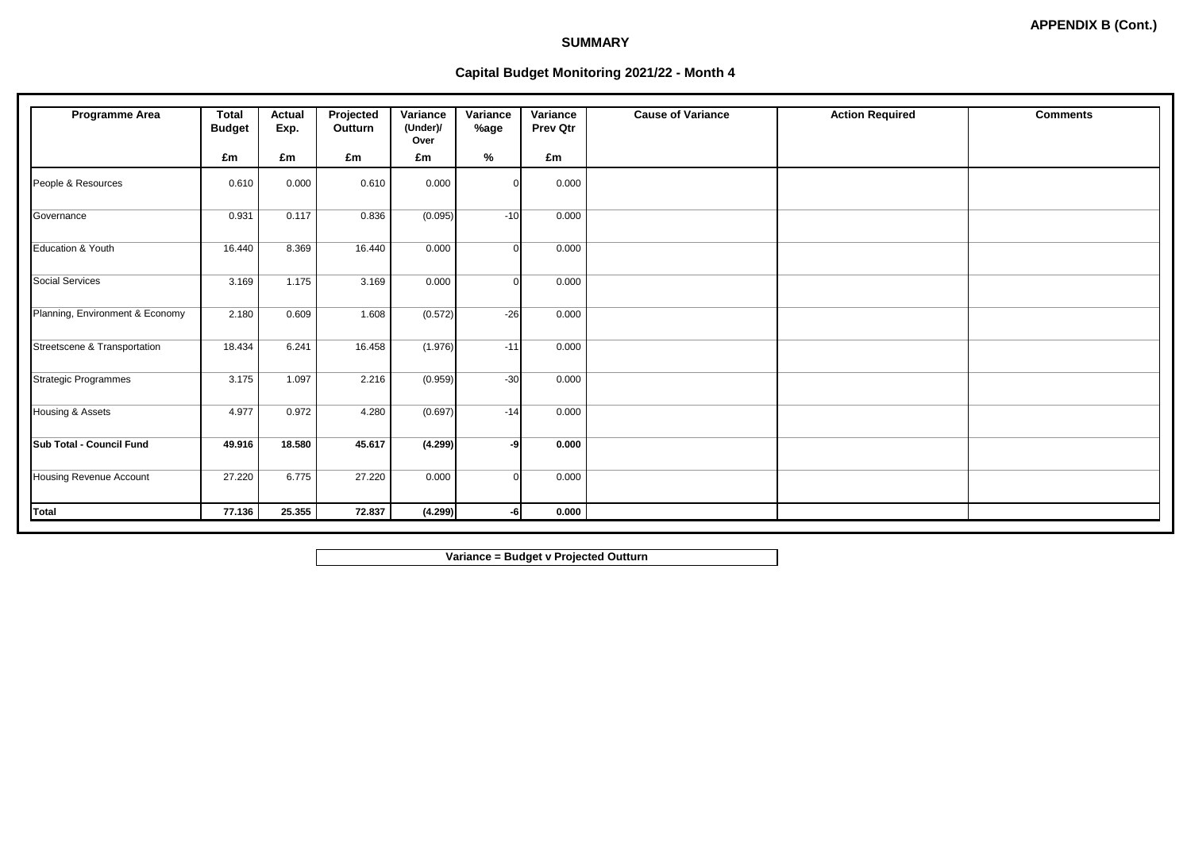**APPENDIX B (Cont.)**

## SUMMARY

### Capital Budget Monitoring 2021/22 - Month 4

| Programme Area | Total Budget | Actual Exp. | Projected Outturn | Variance (Under)/ Over | Variance %age | Variance Prev Qtr | Cause of Variance | Action Required | Comments |
|---|---|---|---|---|---|---|---|---|---|
| | £m | £m | £m | £m | % | £m | | | |
| People & Resources | 0.610 | 0.000 | 0.610 | 0.000 | 0 | 0.000 | | | |
| Governance | 0.931 | 0.117 | 0.836 | (0.095) | -10 | 0.000 | | | |
| Education & Youth | 16.440 | 8.369 | 16.440 | 0.000 | 0 | 0.000 | | | |
| Social Services | 3.169 | 1.175 | 3.169 | 0.000 | 0 | 0.000 | | | |
| Planning, Environment & Economy | 2.180 | 0.609 | 1.608 | (0.572) | -26 | 0.000 | | | |
| Streetscene & Transportation | 18.434 | 6.241 | 16.458 | (1.976) | -11 | 0.000 | | | |
| Strategic Programmes | 3.175 | 1.097 | 2.216 | (0.959) | -30 | 0.000 | | | |
| Housing & Assets | 4.977 | 0.972 | 4.280 | (0.697) | -14 | 0.000 | | | |
| **Sub Total - Council Fund** | **49.916** | **18.580** | **45.617** | **(4.299)** | **-9** | **0.000** | | | |
| Housing Revenue Account | 27.220 | 6.775 | 27.220 | 0.000 | 0 | 0.000 | | | |
| **Total** | **77.136** | **25.355** | **72.837** | **(4.299)** | **-6** | **0.000** | | | |

**Variance = Budget v Projected Outturn**